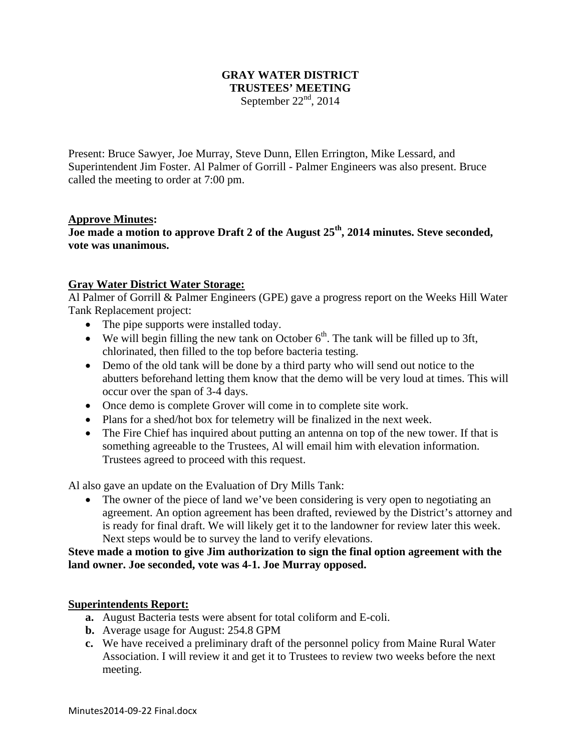**GRAY WATER DISTRICT**
**TRUSTEES' MEETING**
September 22nd, 2014

Present: Bruce Sawyer, Joe Murray, Steve Dunn, Ellen Errington, Mike Lessard, and Superintendent Jim Foster. Al Palmer of Gorrill - Palmer Engineers was also present. Bruce called the meeting to order at 7:00 pm.

**Approve Minutes:**
**Joe made a motion to approve Draft 2 of the August 25th, 2014 minutes. Steve seconded, vote was unanimous.**

**Gray Water District Water Storage:**
Al Palmer of Gorrill & Palmer Engineers (GPE) gave a progress report on the Weeks Hill Water Tank Replacement project:

- The pipe supports were installed today.
- We will begin filling the new tank on October 6th. The tank will be filled up to 3ft, chlorinated, then filled to the top before bacteria testing.
- Demo of the old tank will be done by a third party who will send out notice to the abutters beforehand letting them know that the demo will be very loud at times. This will occur over the span of 3-4 days.
- Once demo is complete Grover will come in to complete site work.
- Plans for a shed/hot box for telemetry will be finalized in the next week.
- The Fire Chief has inquired about putting an antenna on top of the new tower. If that is something agreeable to the Trustees, Al will email him with elevation information. Trustees agreed to proceed with this request.

Al also gave an update on the Evaluation of Dry Mills Tank:

- The owner of the piece of land we've been considering is very open to negotiating an agreement. An option agreement has been drafted, reviewed by the District's attorney and is ready for final draft. We will likely get it to the landowner for review later this week. Next steps would be to survey the land to verify elevations.

**Steve made a motion to give Jim authorization to sign the final option agreement with the land owner. Joe seconded, vote was 4-1. Joe Murray opposed.**

**Superintendents Report:**

**a.** August Bacteria tests were absent for total coliform and E-coli.
**b.** Average usage for August: 254.8 GPM
**c.** We have received a preliminary draft of the personnel policy from Maine Rural Water Association. I will review it and get it to Trustees to review two weeks before the next meeting.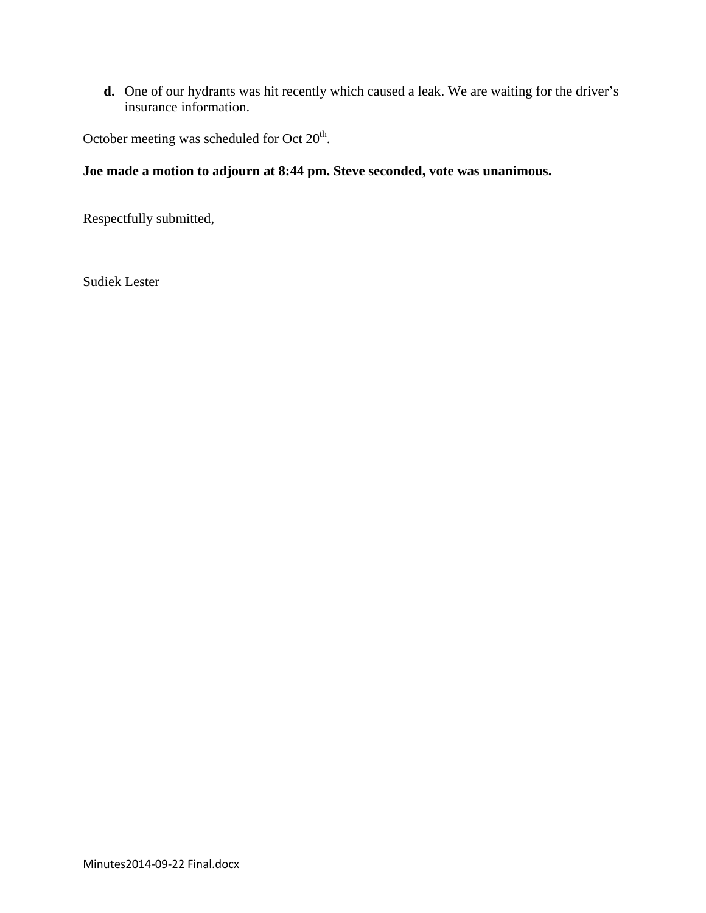d. One of our hydrants was hit recently which caused a leak. We are waiting for the driver's insurance information.

October meeting was scheduled for Oct 20th.

**Joe made a motion to adjourn at 8:44 pm. Steve seconded, vote was unanimous.**

Respectfully submitted,

Sudiek Lester